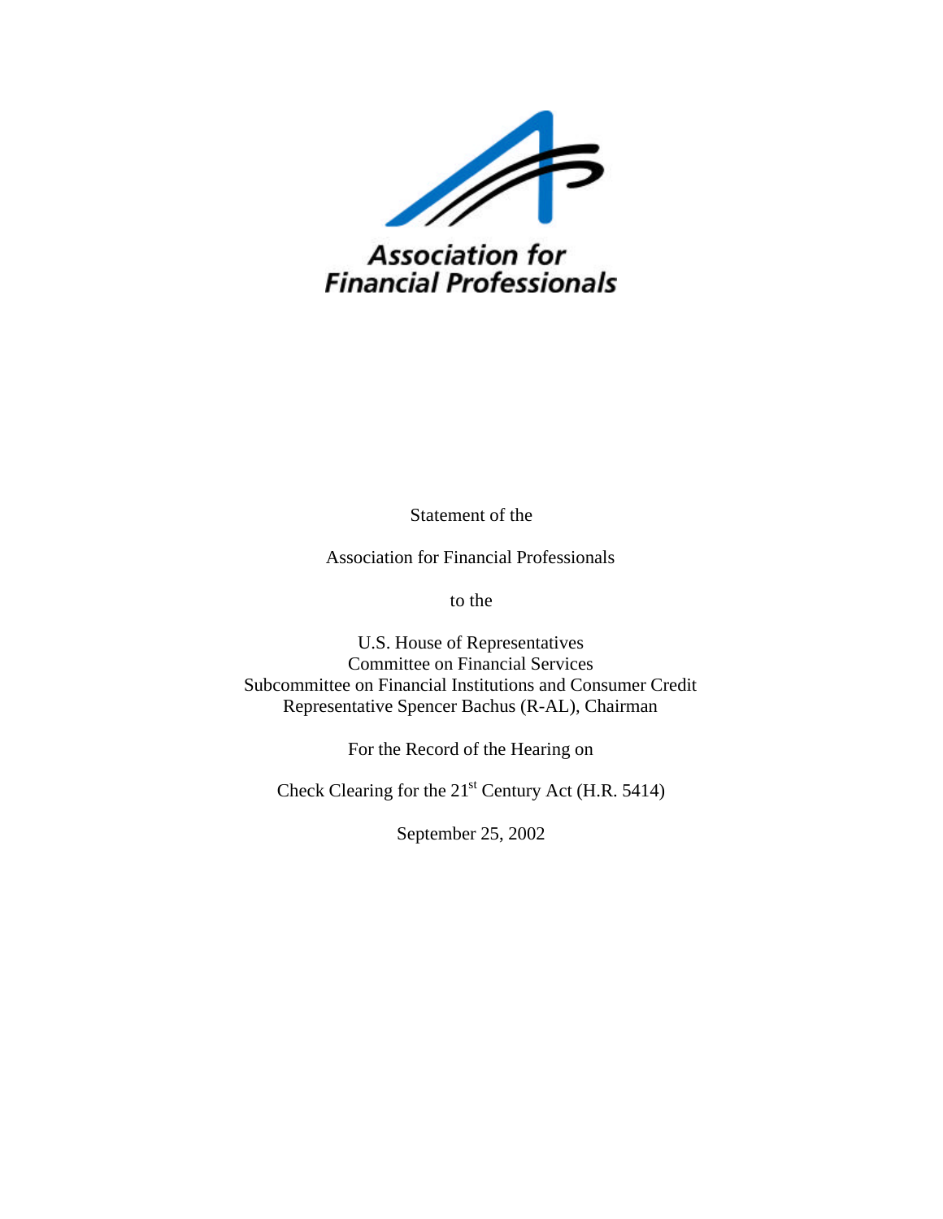**Association for Financial Professionals**

Statement of the

Association for Financial Professionals

to the

U.S. House of Representatives
Committee on Financial Services
Subcommittee on Financial Institutions and Consumer Credit
Representative Spencer Bachus (R-AL), Chairman

For the Record of the Hearing on

Check Clearing for the 21st Century Act (H.R. 5414)

September 25, 2002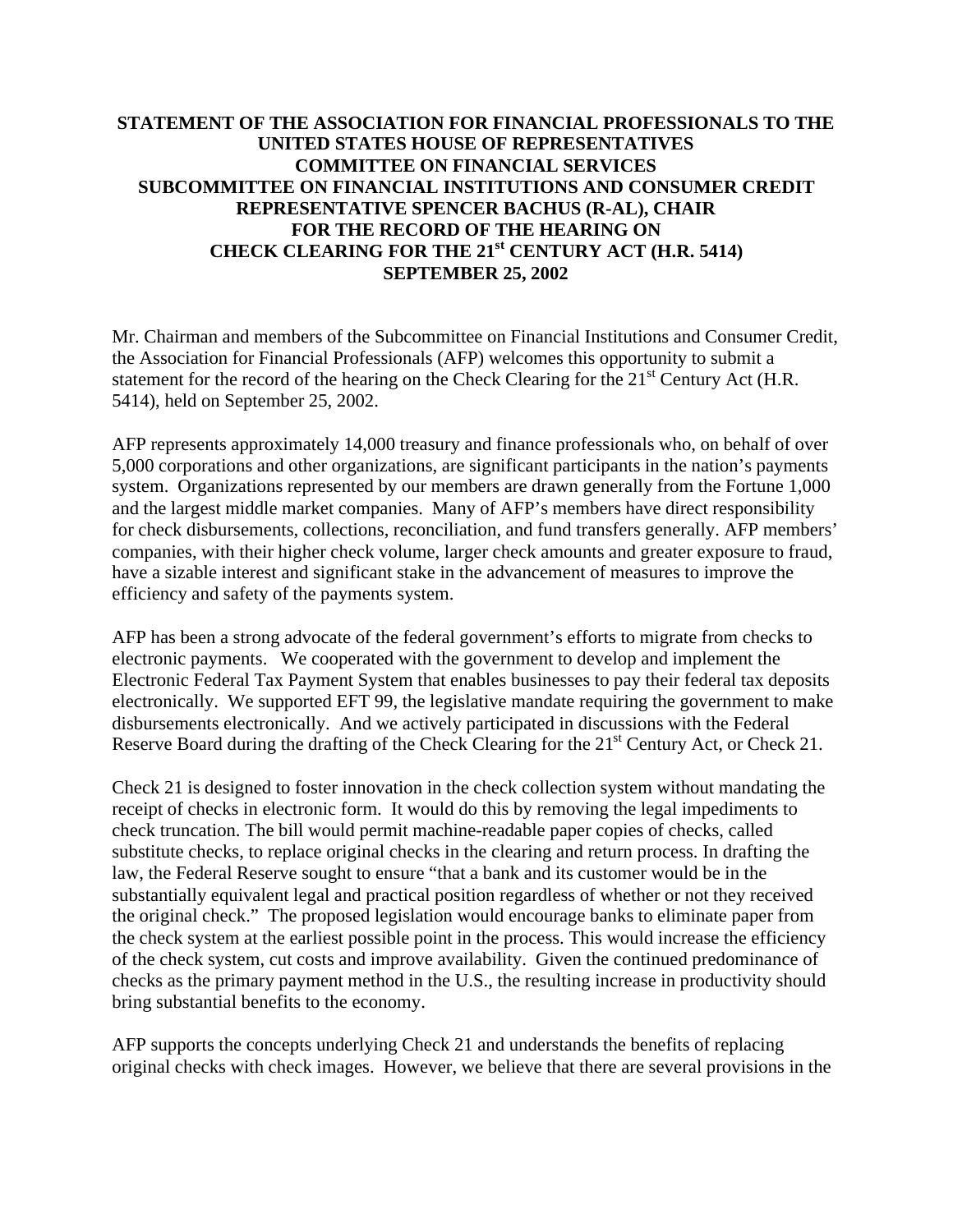**STATEMENT OF THE ASSOCIATION FOR FINANCIAL PROFESSIONALS TO THE UNITED STATES HOUSE OF REPRESENTATIVES COMMITTEE ON FINANCIAL SERVICES SUBCOMMITTEE ON FINANCIAL INSTITUTIONS AND CONSUMER CREDIT REPRESENTATIVE SPENCER BACHUS (R-AL), CHAIR FOR THE RECORD OF THE HEARING ON CHECK CLEARING FOR THE 21st CENTURY ACT (H.R. 5414) SEPTEMBER 25, 2002**

Mr. Chairman and members of the Subcommittee on Financial Institutions and Consumer Credit, the Association for Financial Professionals (AFP) welcomes this opportunity to submit a statement for the record of the hearing on the Check Clearing for the 21st Century Act (H.R. 5414), held on September 25, 2002.

AFP represents approximately 14,000 treasury and finance professionals who, on behalf of over 5,000 corporations and other organizations, are significant participants in the nation's payments system. Organizations represented by our members are drawn generally from the Fortune 1,000 and the largest middle market companies. Many of AFP's members have direct responsibility for check disbursements, collections, reconciliation, and fund transfers generally. AFP members' companies, with their higher check volume, larger check amounts and greater exposure to fraud, have a sizable interest and significant stake in the advancement of measures to improve the efficiency and safety of the payments system.

AFP has been a strong advocate of the federal government's efforts to migrate from checks to electronic payments. We cooperated with the government to develop and implement the Electronic Federal Tax Payment System that enables businesses to pay their federal tax deposits electronically. We supported EFT 99, the legislative mandate requiring the government to make disbursements electronically. And we actively participated in discussions with the Federal Reserve Board during the drafting of the Check Clearing for the 21st Century Act, or Check 21.

Check 21 is designed to foster innovation in the check collection system without mandating the receipt of checks in electronic form. It would do this by removing the legal impediments to check truncation. The bill would permit machine-readable paper copies of checks, called substitute checks, to replace original checks in the clearing and return process. In drafting the law, the Federal Reserve sought to ensure "that a bank and its customer would be in the substantially equivalent legal and practical position regardless of whether or not they received the original check." The proposed legislation would encourage banks to eliminate paper from the check system at the earliest possible point in the process. This would increase the efficiency of the check system, cut costs and improve availability. Given the continued predominance of checks as the primary payment method in the U.S., the resulting increase in productivity should bring substantial benefits to the economy.

AFP supports the concepts underlying Check 21 and understands the benefits of replacing original checks with check images. However, we believe that there are several provisions in the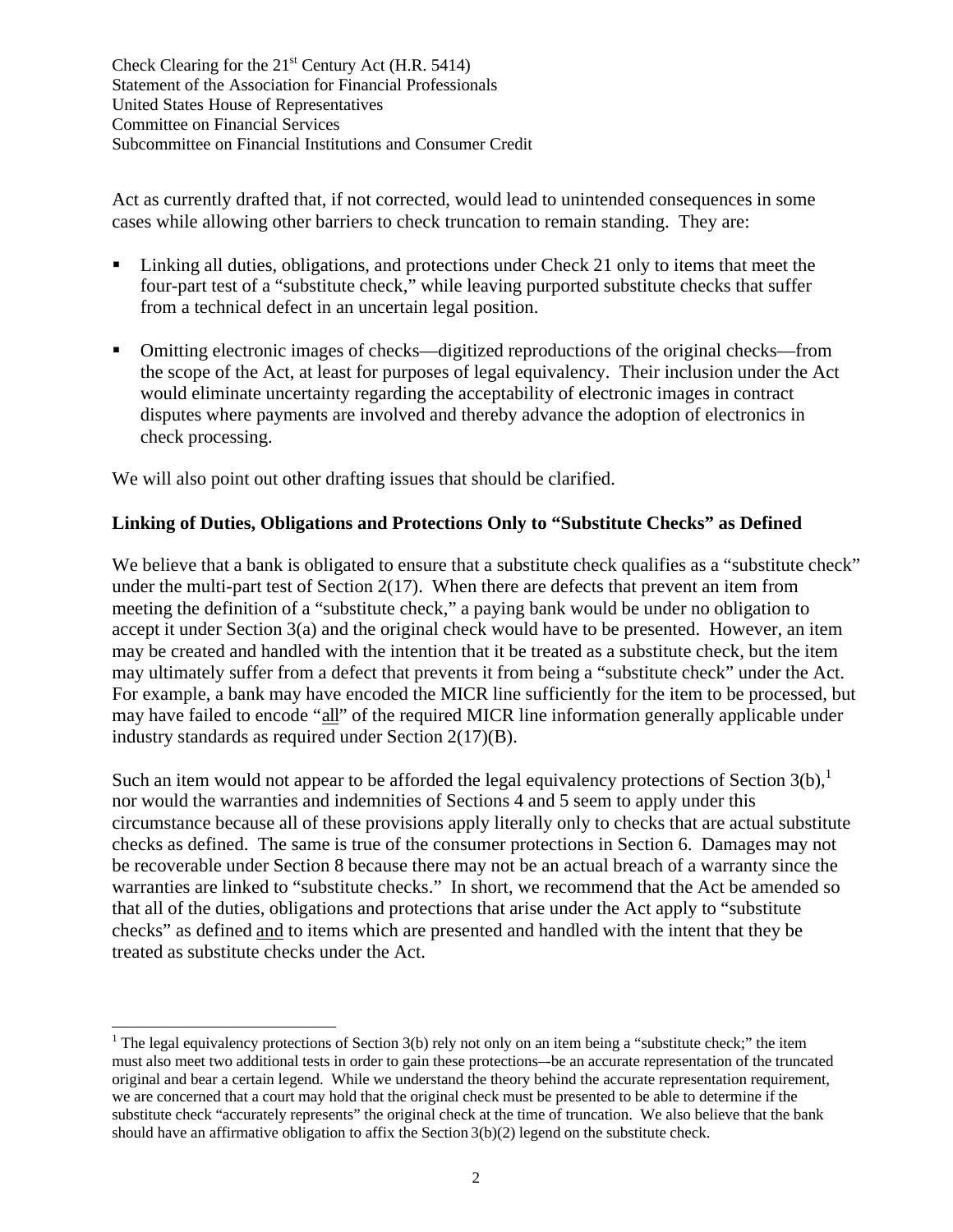Act as currently drafted that, if not corrected, would lead to unintended consequences in some cases while allowing other barriers to check truncation to remain standing. They are:

- Linking all duties, obligations, and protections under Check 21 only to items that meet the four-part test of a "substitute check," while leaving purported substitute checks that suffer from a technical defect in an uncertain legal position.
- Omitting electronic images of checks—digitized reproductions of the original checks—from the scope of the Act, at least for purposes of legal equivalency. Their inclusion under the Act would eliminate uncertainty regarding the acceptability of electronic images in contract disputes where payments are involved and thereby advance the adoption of electronics in check processing.

We will also point out other drafting issues that should be clarified.

**Linking of Duties, Obligations and Protections Only to "Substitute Checks" as Defined**

We believe that a bank is obligated to ensure that a substitute check qualifies as a "substitute check" under the multi-part test of Section 2(17). When there are defects that prevent an item from meeting the definition of a "substitute check," a paying bank would be under no obligation to accept it under Section 3(a) and the original check would have to be presented. However, an item may be created and handled with the intention that it be treated as a substitute check, but the item may ultimately suffer from a defect that prevents it from being a "substitute check" under the Act. For example, a bank may have encoded the MICR line sufficiently for the item to be processed, but may have failed to encode "all" of the required MICR line information generally applicable under industry standards as required under Section 2(17)(B).

Such an item would not appear to be afforded the legal equivalency protections of Section 3(b),[1] nor would the warranties and indemnities of Sections 4 and 5 seem to apply under this circumstance because all of these provisions apply literally only to checks that are actual substitute checks as defined. The same is true of the consumer protections in Section 6. Damages may not be recoverable under Section 8 because there may not be an actual breach of a warranty since the warranties are linked to "substitute checks." In short, we recommend that the Act be amended so that all of the duties, obligations and protections that arise under the Act apply to "substitute checks" as defined and to items which are presented and handled with the intent that they be treated as substitute checks under the Act.

[1] The legal equivalency protections of Section 3(b) rely not only on an item being a "substitute check;" the item must also meet two additional tests in order to gain these protections–-be an accurate representation of the truncated original and bear a certain legend. While we understand the theory behind the accurate representation requirement, we are concerned that a court may hold that the original check must be presented to be able to determine if the substitute check "accurately represents" the original check at the time of truncation. We also believe that the bank should have an affirmative obligation to affix the Section 3(b)(2) legend on the substitute check.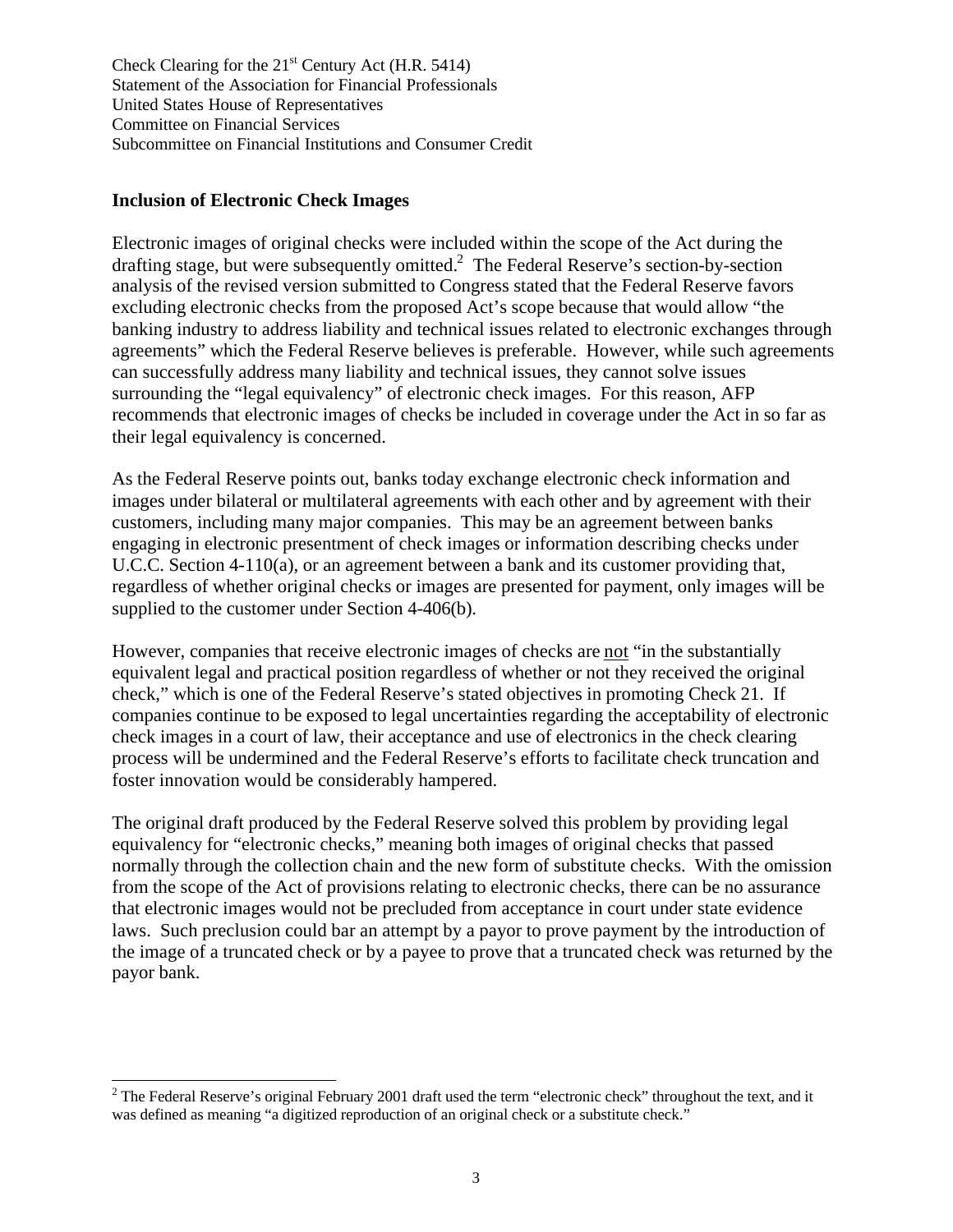**Inclusion of Electronic Check Images**

Electronic images of original checks were included within the scope of the Act during the drafting stage, but were subsequently omitted.[2] The Federal Reserve's section-by-section analysis of the revised version submitted to Congress stated that the Federal Reserve favors excluding electronic checks from the proposed Act's scope because that would allow "the banking industry to address liability and technical issues related to electronic exchanges through agreements" which the Federal Reserve believes is preferable. However, while such agreements can successfully address many liability and technical issues, they cannot solve issues surrounding the "legal equivalency" of electronic check images. For this reason, AFP recommends that electronic images of checks be included in coverage under the Act in so far as their legal equivalency is concerned.

As the Federal Reserve points out, banks today exchange electronic check information and images under bilateral or multilateral agreements with each other and by agreement with their customers, including many major companies. This may be an agreement between banks engaging in electronic presentment of check images or information describing checks under U.C.C. Section 4-110(a), or an agreement between a bank and its customer providing that, regardless of whether original checks or images are presented for payment, only images will be supplied to the customer under Section 4-406(b).

However, companies that receive electronic images of checks are not "in the substantially equivalent legal and practical position regardless of whether or not they received the original check," which is one of the Federal Reserve's stated objectives in promoting Check 21. If companies continue to be exposed to legal uncertainties regarding the acceptability of electronic check images in a court of law, their acceptance and use of electronics in the check clearing process will be undermined and the Federal Reserve's efforts to facilitate check truncation and foster innovation would be considerably hampered.

The original draft produced by the Federal Reserve solved this problem by providing legal equivalency for "electronic checks," meaning both images of original checks that passed normally through the collection chain and the new form of substitute checks. With the omission from the scope of the Act of provisions relating to electronic checks, there can be no assurance that electronic images would not be precluded from acceptance in court under state evidence laws. Such preclusion could bar an attempt by a payor to prove payment by the introduction of the image of a truncated check or by a payee to prove that a truncated check was returned by the payor bank.

---

[2] The Federal Reserve's original February 2001 draft used the term "electronic check" throughout the text, and it was defined as meaning "a digitized reproduction of an original check or a substitute check."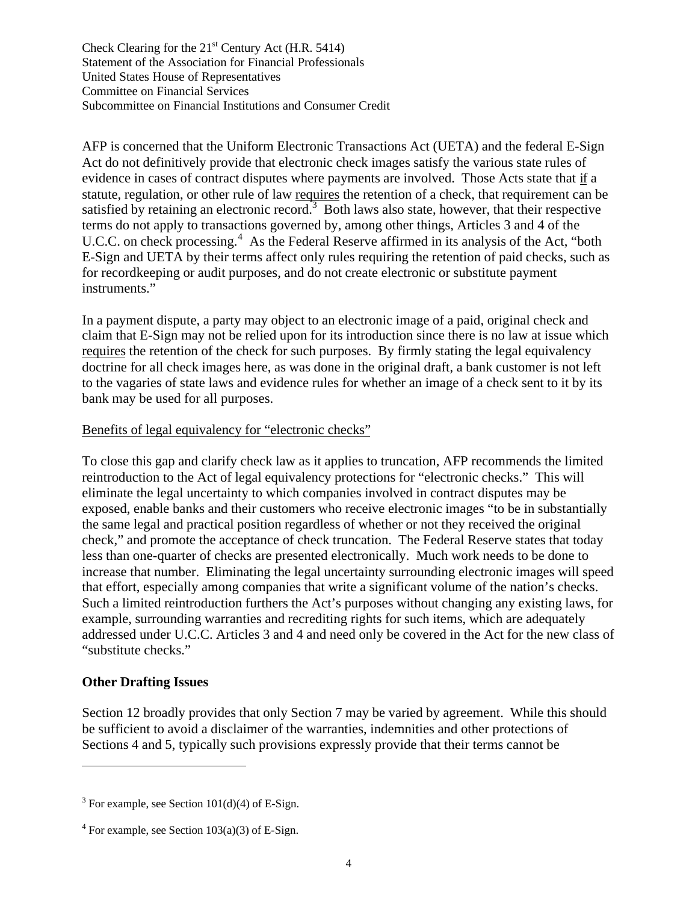AFP is concerned that the Uniform Electronic Transactions Act (UETA) and the federal E-Sign Act do not definitively provide that electronic check images satisfy the various state rules of evidence in cases of contract disputes where payments are involved. Those Acts state that if a statute, regulation, or other rule of law requires the retention of a check, that requirement can be satisfied by retaining an electronic record.[3] Both laws also state, however, that their respective terms do not apply to transactions governed by, among other things, Articles 3 and 4 of the U.C.C. on check processing.[4] As the Federal Reserve affirmed in its analysis of the Act, "both E-Sign and UETA by their terms affect only rules requiring the retention of paid checks, such as for recordkeeping or audit purposes, and do not create electronic or substitute payment instruments."

In a payment dispute, a party may object to an electronic image of a paid, original check and claim that E-Sign may not be relied upon for its introduction since there is no law at issue which requires the retention of the check for such purposes. By firmly stating the legal equivalency doctrine for all check images here, as was done in the original draft, a bank customer is not left to the vagaries of state laws and evidence rules for whether an image of a check sent to it by its bank may be used for all purposes.

Benefits of legal equivalency for "electronic checks"

To close this gap and clarify check law as it applies to truncation, AFP recommends the limited reintroduction to the Act of legal equivalency protections for "electronic checks." This will eliminate the legal uncertainty to which companies involved in contract disputes may be exposed, enable banks and their customers who receive electronic images "to be in substantially the same legal and practical position regardless of whether or not they received the original check," and promote the acceptance of check truncation. The Federal Reserve states that today less than one-quarter of checks are presented electronically. Much work needs to be done to increase that number. Eliminating the legal uncertainty surrounding electronic images will speed that effort, especially among companies that write a significant volume of the nation's checks. Such a limited reintroduction furthers the Act's purposes without changing any existing laws, for example, surrounding warranties and recrediting rights for such items, which are adequately addressed under U.C.C. Articles 3 and 4 and need only be covered in the Act for the new class of "substitute checks."

## Other Drafting Issues

Section 12 broadly provides that only Section 7 may be varied by agreement. While this should be sufficient to avoid a disclaimer of the warranties, indemnities and other protections of Sections 4 and 5, typically such provisions expressly provide that their terms cannot be

---

[3] For example, see Section 101(d)(4) of E-Sign.

[4] For example, see Section 103(a)(3) of E-Sign.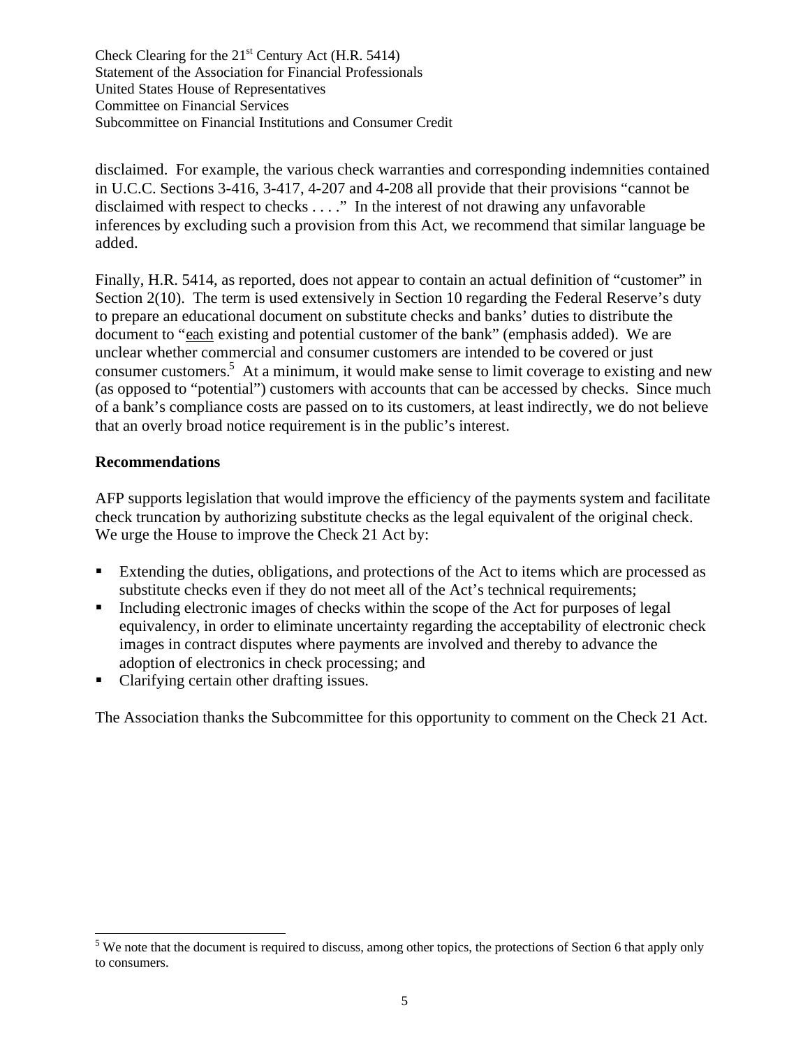disclaimed. For example, the various check warranties and corresponding indemnities contained in U.C.C. Sections 3-416, 3-417, 4-207 and 4-208 all provide that their provisions "cannot be disclaimed with respect to checks . . . ." In the interest of not drawing any unfavorable inferences by excluding such a provision from this Act, we recommend that similar language be added.

Finally, H.R. 5414, as reported, does not appear to contain an actual definition of "customer" in Section 2(10). The term is used extensively in Section 10 regarding the Federal Reserve's duty to prepare an educational document on substitute checks and banks' duties to distribute the document to "each existing and potential customer of the bank" (emphasis added). We are unclear whether commercial and consumer customers are intended to be covered or just consumer customers.[5] At a minimum, it would make sense to limit coverage to existing and new (as opposed to "potential") customers with accounts that can be accessed by checks. Since much of a bank's compliance costs are passed on to its customers, at least indirectly, we do not believe that an overly broad notice requirement is in the public's interest.

**Recommendations**

AFP supports legislation that would improve the efficiency of the payments system and facilitate check truncation by authorizing substitute checks as the legal equivalent of the original check. We urge the House to improve the Check 21 Act by:

- Extending the duties, obligations, and protections of the Act to items which are processed as substitute checks even if they do not meet all of the Act's technical requirements;
- Including electronic images of checks within the scope of the Act for purposes of legal equivalency, in order to eliminate uncertainty regarding the acceptability of electronic check images in contract disputes where payments are involved and thereby to advance the adoption of electronics in check processing; and
- Clarifying certain other drafting issues.

The Association thanks the Subcommittee for this opportunity to comment on the Check 21 Act.

[5] We note that the document is required to discuss, among other topics, the protections of Section 6 that apply only to consumers.